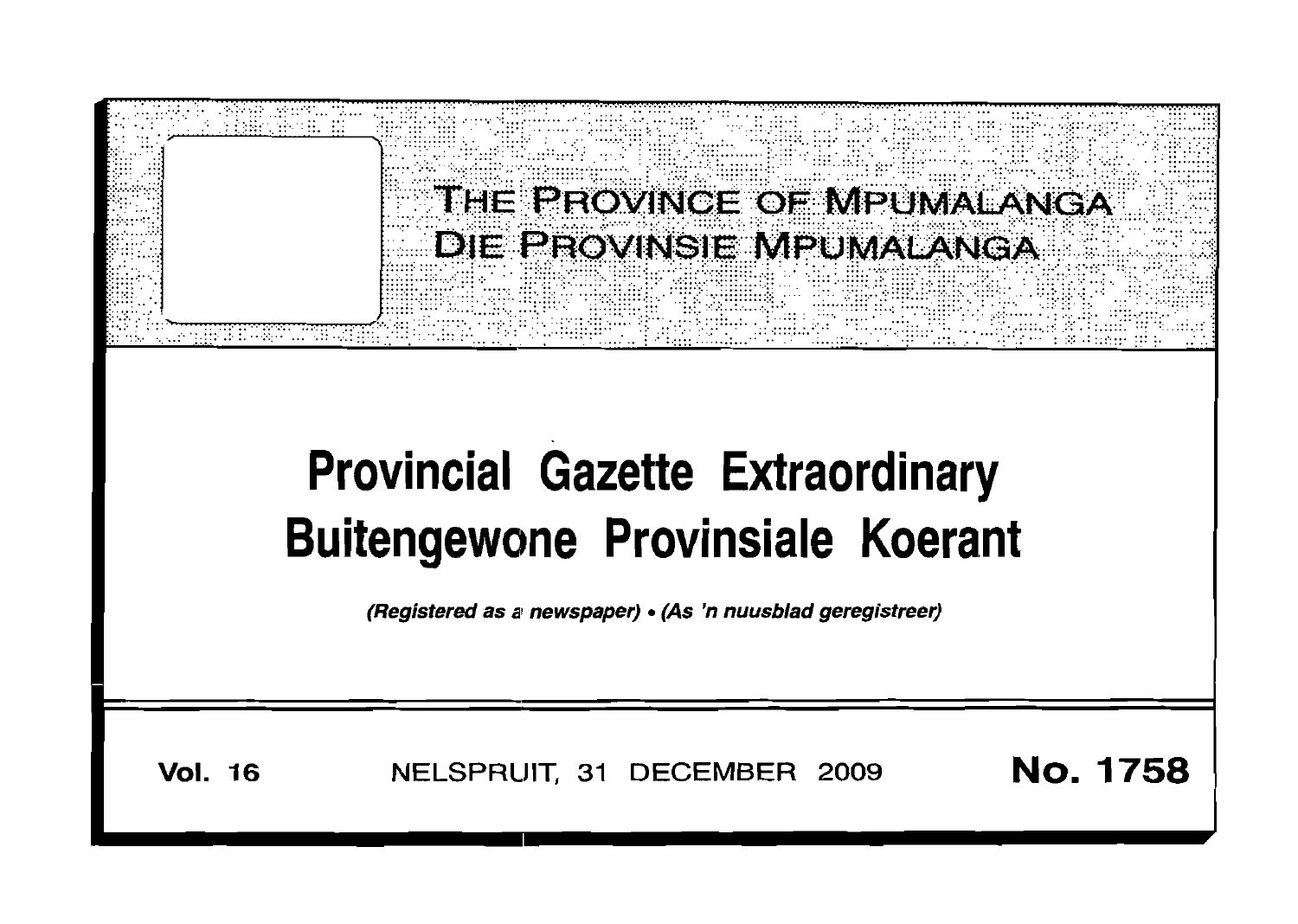# THE PROVINCE OF MPUMALANGA
# DIE PROVINSIE MPUMALANGA

# Provincial Gazette Extraordinary
# Buitengewone Provinsiale Koerant

*(Registered as a newspaper)* • *(As 'n nuusblad geregistreer)*

**Vol. 16** NELSPRUIT, 31 DECEMBER 2009 **No. 1758**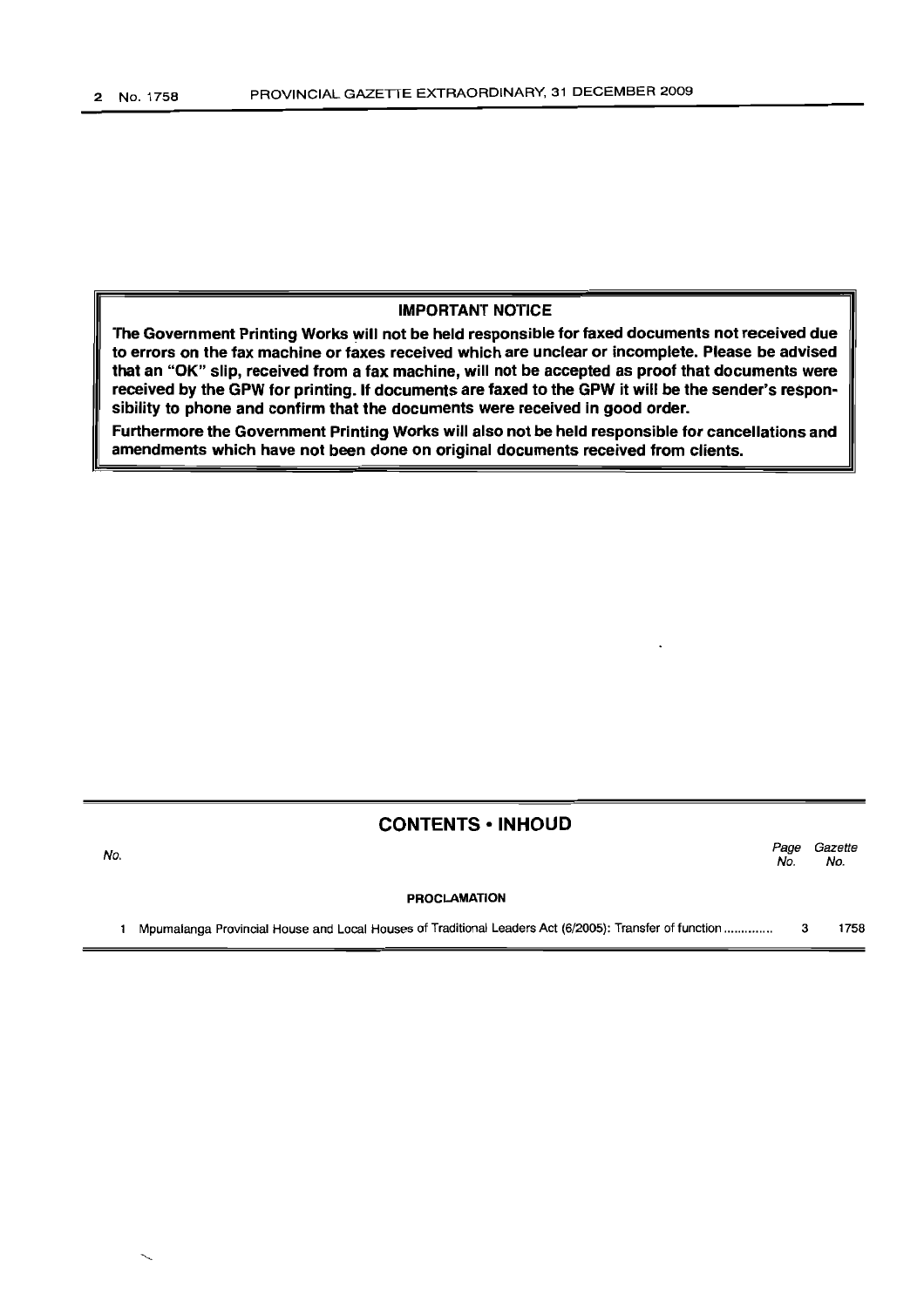**IMPORTANT NOTICE**

**The Government Printing Works will not be held responsible for faxed documents not received due to errors on the fax machine or faxes received which are unclear or incomplete. Please be advised that an "OK" slip, received from a fax machine, will not be accepted as proof that documents were received by the GPW for printing. If documents are faxed to the GPW it will be the sender's responsibility to phone and confirm that the documents were received in good order.**

**Furthermore the Government Printing Works will also not be held responsible for cancellations and amendments which have not been done on original documents received from clients.**

## CONTENTS • INHOUD

| *No.* | | *Page No.* | *Gazette No.* |
|---|---|---|---|
| | **PROCLAMATION** | | |
| 1 | Mpumalanga Provincial House and Local Houses of Traditional Leaders Act (6/2005): Transfer of function ............. | 3 | 1758 |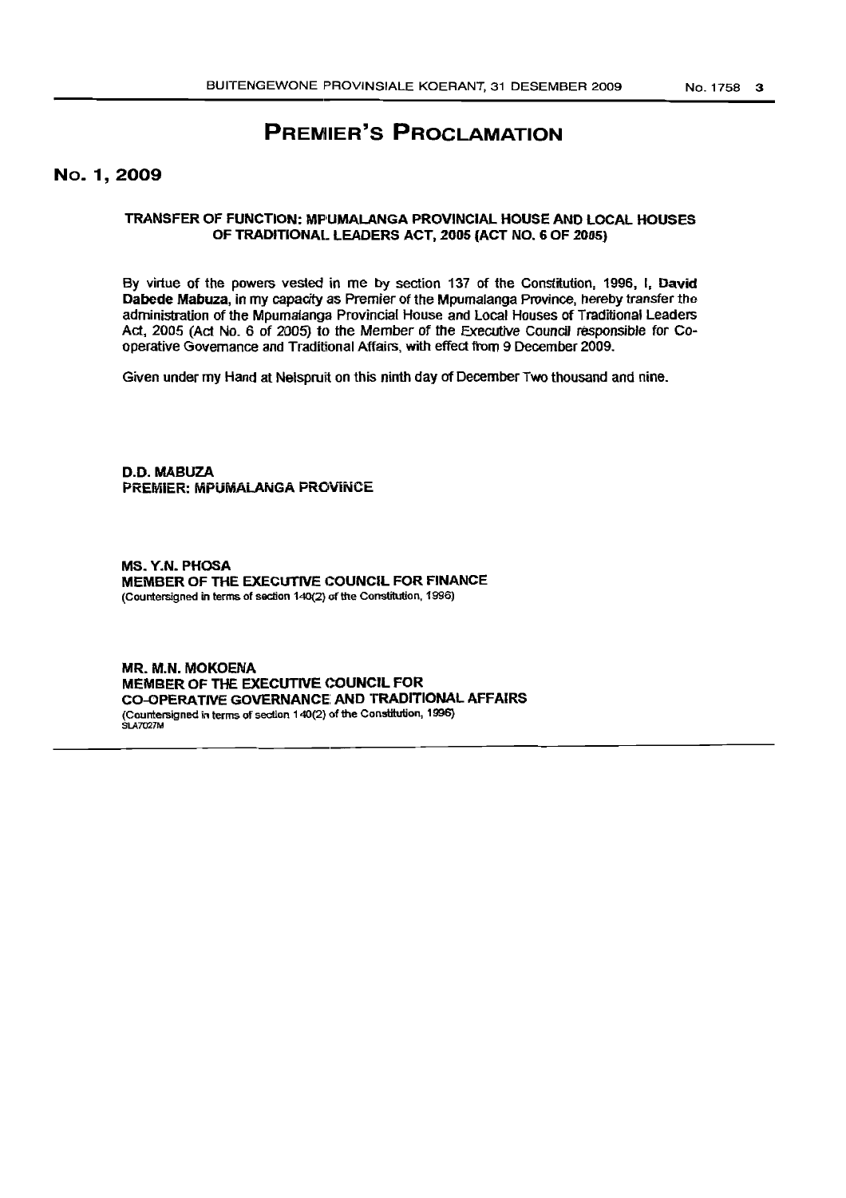# PREMIER'S PROCLAMATION

## No. 1, 2009

### TRANSFER OF FUNCTION: MPUMALANGA PROVINCIAL HOUSE AND LOCAL HOUSES OF TRADITIONAL LEADERS ACT, 2005 (ACT NO. 6 OF 2005)

By virtue of the powers vested in me by section 137 of the Constitution, 1996, I, **David Dabede Mabuza**, in my capacity as Premier of the Mpumalanga Province, hereby transfer the administration of the Mpumalanga Provincial House and Local Houses of Traditional Leaders Act, 2005 (Act No. 6 of 2005) to the Member of the Executive Council responsible for Co-operative Governance and Traditional Affairs, with effect from 9 December 2009.

Given under my Hand at Nelspruit on this ninth day of December Two thousand and nine.

**D.D. MABUZA**
**PREMIER: MPUMALANGA PROVINCE**

**MS. Y.N. PHOSA**
**MEMBER OF THE EXECUTIVE COUNCIL FOR FINANCE**
(Countersigned in terms of section 140(2) of the Constitution, 1996)

**MR. M.N. MOKOENA**
**MEMBER OF THE EXECUTIVE COUNCIL FOR CO-OPERATIVE GOVERNANCE AND TRADITIONAL AFFAIRS**
(Countersigned in terms of section 140(2) of the Constitution, 1996)
SLA7027M